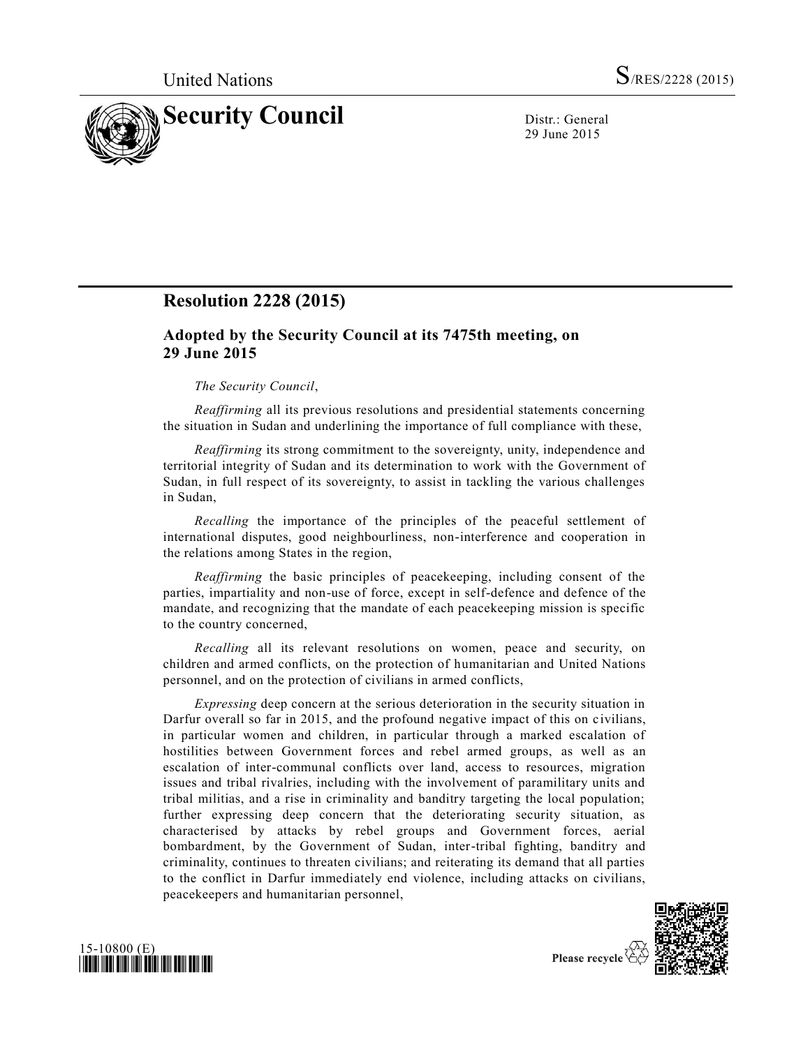United Nations S/RES/2228 (2015)

# Security Council

Distr.: General
29 June 2015

## Resolution 2228 (2015)

### Adopted by the Security Council at its 7475th meeting, on 29 June 2015

*The Security Council*,

*Reaffirming* all its previous resolutions and presidential statements concerning the situation in Sudan and underlining the importance of full compliance with these,

*Reaffirming* its strong commitment to the sovereignty, unity, independence and territorial integrity of Sudan and its determination to work with the Government of Sudan, in full respect of its sovereignty, to assist in tackling the various challenges in Sudan,

*Recalling* the importance of the principles of the peaceful settlement of international disputes, good neighbourliness, non-interference and cooperation in the relations among States in the region,

*Reaffirming* the basic principles of peacekeeping, including consent of the parties, impartiality and non-use of force, except in self-defence and defence of the mandate, and recognizing that the mandate of each peacekeeping mission is specific to the country concerned,

*Recalling* all its relevant resolutions on women, peace and security, on children and armed conflicts, on the protection of humanitarian and United Nations personnel, and on the protection of civilians in armed conflicts,

*Expressing* deep concern at the serious deterioration in the security situation in Darfur overall so far in 2015, and the profound negative impact of this on civilians, in particular women and children, in particular through a marked escalation of hostilities between Government forces and rebel armed groups, as well as an escalation of inter-communal conflicts over land, access to resources, migration issues and tribal rivalries, including with the involvement of paramilitary units and tribal militias, and a rise in criminality and banditry targeting the local population; further expressing deep concern that the deteriorating security situation, as characterised by attacks by rebel groups and Government forces, aerial bombardment, by the Government of Sudan, inter-tribal fighting, banditry and criminality, continues to threaten civilians; and reiterating its demand that all parties to the conflict in Darfur immediately end violence, including attacks on civilians, peacekeepers and humanitarian personnel,

15-10800 (E)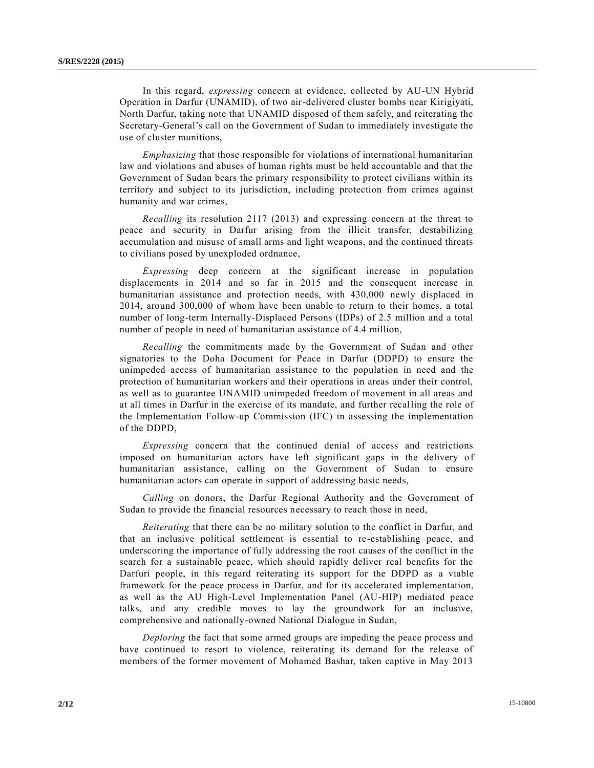In this regard, *expressing* concern at evidence, collected by AU-UN Hybrid Operation in Darfur (UNAMID), of two air-delivered cluster bombs near Kirigiyati, North Darfur, taking note that UNAMID disposed of them safely, and reiterating the Secretary-General's call on the Government of Sudan to immediately investigate the use of cluster munitions,

*Emphasizing* that those responsible for violations of international humanitarian law and violations and abuses of human rights must be held accountable and that the Government of Sudan bears the primary responsibility to protect civilians within its territory and subject to its jurisdiction, including protection from crimes against humanity and war crimes,

*Recalling* its resolution 2117 (2013) and expressing concern at the threat to peace and security in Darfur arising from the illicit transfer, destabilizing accumulation and misuse of small arms and light weapons, and the continued threats to civilians posed by unexploded ordnance,

*Expressing* deep concern at the significant increase in population displacements in 2014 and so far in 2015 and the consequent increase in humanitarian assistance and protection needs, with 430,000 newly displaced in 2014, around 300,000 of whom have been unable to return to their homes, a total number of long-term Internally-Displaced Persons (IDPs) of 2.5 million and a total number of people in need of humanitarian assistance of 4.4 million,

*Recalling* the commitments made by the Government of Sudan and other signatories to the Doha Document for Peace in Darfur (DDPD) to ensure the unimpeded access of humanitarian assistance to the population in need and the protection of humanitarian workers and their operations in areas under their control, as well as to guarantee UNAMID unimpeded freedom of movement in all areas and at all times in Darfur in the exercise of its mandate, and further recalling the role of the Implementation Follow-up Commission (IFC) in assessing the implementation of the DDPD,

*Expressing* concern that the continued denial of access and restrictions imposed on humanitarian actors have left significant gaps in the delivery of humanitarian assistance, calling on the Government of Sudan to ensure humanitarian actors can operate in support of addressing basic needs,

*Calling* on donors, the Darfur Regional Authority and the Government of Sudan to provide the financial resources necessary to reach those in need,

*Reiterating* that there can be no military solution to the conflict in Darfur, and that an inclusive political settlement is essential to re-establishing peace, and underscoring the importance of fully addressing the root causes of the conflict in the search for a sustainable peace, which should rapidly deliver real benefits for the Darfuri people, in this regard reiterating its support for the DDPD as a viable framework for the peace process in Darfur, and for its accelerated implementation, as well as the AU High-Level Implementation Panel (AU-HIP) mediated peace talks, and any credible moves to lay the groundwork for an inclusive, comprehensive and nationally-owned National Dialogue in Sudan,

*Deploring* the fact that some armed groups are impeding the peace process and have continued to resort to violence, reiterating its demand for the release of members of the former movement of Mohamed Bashar, taken captive in May 2013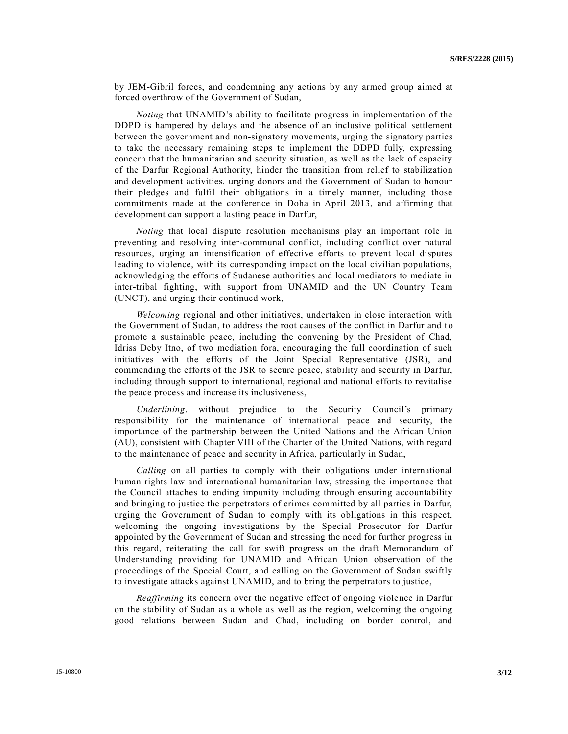by JEM-Gibril forces, and condemning any actions by any armed group aimed at forced overthrow of the Government of Sudan,

*Noting* that UNAMID's ability to facilitate progress in implementation of the DDPD is hampered by delays and the absence of an inclusive political settlement between the government and non-signatory movements, urging the signatory parties to take the necessary remaining steps to implement the DDPD fully, expressing concern that the humanitarian and security situation, as well as the lack of capacity of the Darfur Regional Authority, hinder the transition from relief to stabilization and development activities, urging donors and the Government of Sudan to honour their pledges and fulfil their obligations in a timely manner, including those commitments made at the conference in Doha in April 2013, and affirming that development can support a lasting peace in Darfur,

*Noting* that local dispute resolution mechanisms play an important role in preventing and resolving inter-communal conflict, including conflict over natural resources, urging an intensification of effective efforts to prevent local disputes leading to violence, with its corresponding impact on the local civilian populations, acknowledging the efforts of Sudanese authorities and local mediators to mediate in inter-tribal fighting, with support from UNAMID and the UN Country Team (UNCT), and urging their continued work,

*Welcoming* regional and other initiatives, undertaken in close interaction with the Government of Sudan, to address the root causes of the conflict in Darfur and to promote a sustainable peace, including the convening by the President of Chad, Idriss Deby Itno, of two mediation fora, encouraging the full coordination of such initiatives with the efforts of the Joint Special Representative (JSR), and commending the efforts of the JSR to secure peace, stability and security in Darfur, including through support to international, regional and national efforts to revitalise the peace process and increase its inclusiveness,

*Underlining*, without prejudice to the Security Council's primary responsibility for the maintenance of international peace and security, the importance of the partnership between the United Nations and the African Union (AU), consistent with Chapter VIII of the Charter of the United Nations, with regard to the maintenance of peace and security in Africa, particularly in Sudan,

*Calling* on all parties to comply with their obligations under international human rights law and international humanitarian law, stressing the importance that the Council attaches to ending impunity including through ensuring accountability and bringing to justice the perpetrators of crimes committed by all parties in Darfur, urging the Government of Sudan to comply with its obligations in this respect, welcoming the ongoing investigations by the Special Prosecutor for Darfur appointed by the Government of Sudan and stressing the need for further progress in this regard, reiterating the call for swift progress on the draft Memorandum of Understanding providing for UNAMID and African Union observation of the proceedings of the Special Court, and calling on the Government of Sudan swiftly to investigate attacks against UNAMID, and to bring the perpetrators to justice,

*Reaffirming* its concern over the negative effect of ongoing violence in Darfur on the stability of Sudan as a whole as well as the region, welcoming the ongoing good relations between Sudan and Chad, including on border control, and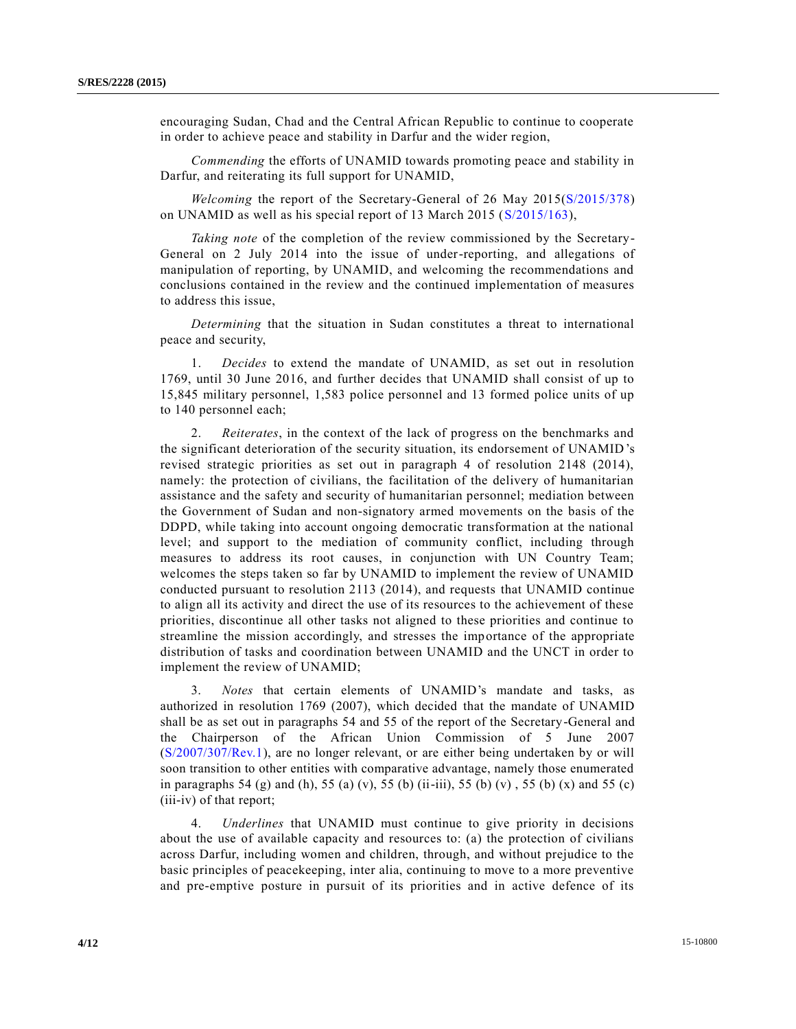encouraging Sudan, Chad and the Central African Republic to continue to cooperate in order to achieve peace and stability in Darfur and the wider region,

*Commending* the efforts of UNAMID towards promoting peace and stability in Darfur, and reiterating its full support for UNAMID,

*Welcoming* the report of the Secretary-General of 26 May 2015(S/2015/378) on UNAMID as well as his special report of 13 March 2015 (S/2015/163),

*Taking note* of the completion of the review commissioned by the Secretary-General on 2 July 2014 into the issue of under-reporting, and allegations of manipulation of reporting, by UNAMID, and welcoming the recommendations and conclusions contained in the review and the continued implementation of measures to address this issue,

*Determining* that the situation in Sudan constitutes a threat to international peace and security,

1. *Decides* to extend the mandate of UNAMID, as set out in resolution 1769, until 30 June 2016, and further decides that UNAMID shall consist of up to 15,845 military personnel, 1,583 police personnel and 13 formed police units of up to 140 personnel each;

2. *Reiterates*, in the context of the lack of progress on the benchmarks and the significant deterioration of the security situation, its endorsement of UNAMID's revised strategic priorities as set out in paragraph 4 of resolution 2148 (2014), namely: the protection of civilians, the facilitation of the delivery of humanitarian assistance and the safety and security of humanitarian personnel; mediation between the Government of Sudan and non-signatory armed movements on the basis of the DDPD, while taking into account ongoing democratic transformation at the national level; and support to the mediation of community conflict, including through measures to address its root causes, in conjunction with UN Country Team; welcomes the steps taken so far by UNAMID to implement the review of UNAMID conducted pursuant to resolution 2113 (2014), and requests that UNAMID continue to align all its activity and direct the use of its resources to the achievement of these priorities, discontinue all other tasks not aligned to these priorities and continue to streamline the mission accordingly, and stresses the importance of the appropriate distribution of tasks and coordination between UNAMID and the UNCT in order to implement the review of UNAMID;

3. *Notes* that certain elements of UNAMID's mandate and tasks, as authorized in resolution 1769 (2007), which decided that the mandate of UNAMID shall be as set out in paragraphs 54 and 55 of the report of the Secretary-General and the Chairperson of the African Union Commission of 5 June 2007 (S/2007/307/Rev.1), are no longer relevant, or are either being undertaken by or will soon transition to other entities with comparative advantage, namely those enumerated in paragraphs 54 (g) and (h), 55 (a) (v), 55 (b) (ii-iii), 55 (b) (v) , 55 (b) (x) and 55 (c) (iii-iv) of that report;

4. *Underlines* that UNAMID must continue to give priority in decisions about the use of available capacity and resources to: (a) the protection of civilians across Darfur, including women and children, through, and without prejudice to the basic principles of peacekeeping, inter alia, continuing to move to a more preventive and pre-emptive posture in pursuit of its priorities and in active defence of its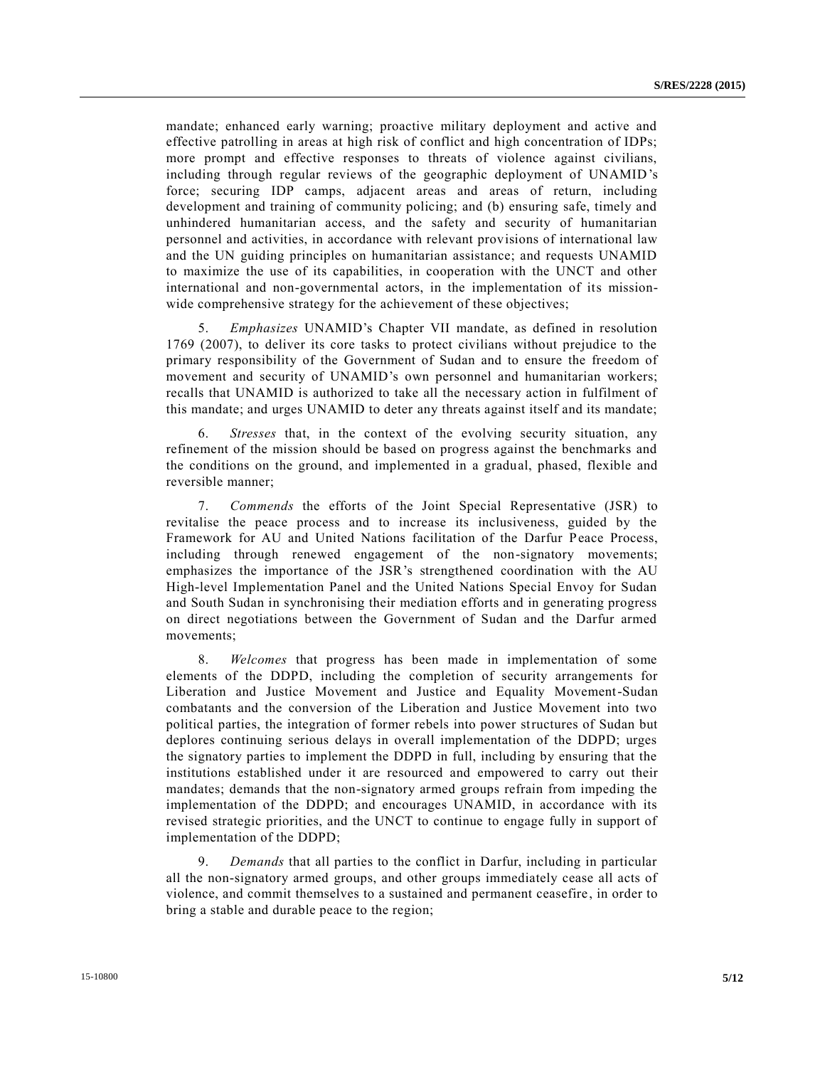mandate; enhanced early warning; proactive military deployment and active and effective patrolling in areas at high risk of conflict and high concentration of IDPs; more prompt and effective responses to threats of violence against civilians, including through regular reviews of the geographic deployment of UNAMID's force; securing IDP camps, adjacent areas and areas of return, including development and training of community policing; and (b) ensuring safe, timely and unhindered humanitarian access, and the safety and security of humanitarian personnel and activities, in accordance with relevant provisions of international law and the UN guiding principles on humanitarian assistance; and requests UNAMID to maximize the use of its capabilities, in cooperation with the UNCT and other international and non-governmental actors, in the implementation of its mission-wide comprehensive strategy for the achievement of these objectives;

5. *Emphasizes* UNAMID's Chapter VII mandate, as defined in resolution 1769 (2007), to deliver its core tasks to protect civilians without prejudice to the primary responsibility of the Government of Sudan and to ensure the freedom of movement and security of UNAMID's own personnel and humanitarian workers; recalls that UNAMID is authorized to take all the necessary action in fulfilment of this mandate; and urges UNAMID to deter any threats against itself and its mandate;

6. *Stresses* that, in the context of the evolving security situation, any refinement of the mission should be based on progress against the benchmarks and the conditions on the ground, and implemented in a gradual, phased, flexible and reversible manner;

7. *Commends* the efforts of the Joint Special Representative (JSR) to revitalise the peace process and to increase its inclusiveness, guided by the Framework for AU and United Nations facilitation of the Darfur Peace Process, including through renewed engagement of the non-signatory movements; emphasizes the importance of the JSR's strengthened coordination with the AU High-level Implementation Panel and the United Nations Special Envoy for Sudan and South Sudan in synchronising their mediation efforts and in generating progress on direct negotiations between the Government of Sudan and the Darfur armed movements;

8. *Welcomes* that progress has been made in implementation of some elements of the DDPD, including the completion of security arrangements for Liberation and Justice Movement and Justice and Equality Movement-Sudan combatants and the conversion of the Liberation and Justice Movement into two political parties, the integration of former rebels into power structures of Sudan but deplores continuing serious delays in overall implementation of the DDPD; urges the signatory parties to implement the DDPD in full, including by ensuring that the institutions established under it are resourced and empowered to carry out their mandates; demands that the non-signatory armed groups refrain from impeding the implementation of the DDPD; and encourages UNAMID, in accordance with its revised strategic priorities, and the UNCT to continue to engage fully in support of implementation of the DDPD;

9. *Demands* that all parties to the conflict in Darfur, including in particular all the non-signatory armed groups, and other groups immediately cease all acts of violence, and commit themselves to a sustained and permanent ceasefire, in order to bring a stable and durable peace to the region;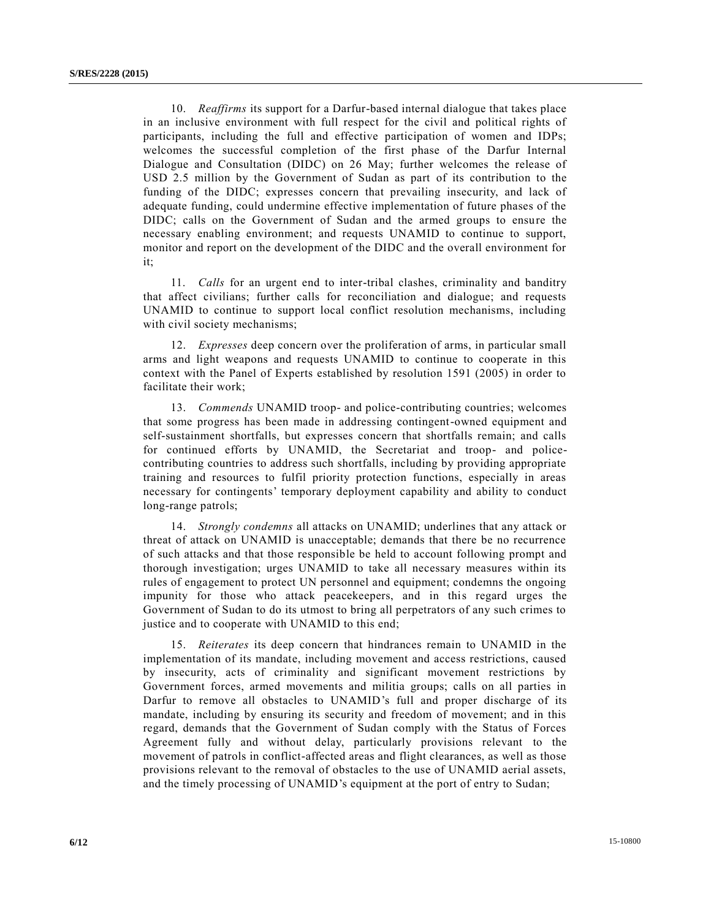10. *Reaffirms* its support for a Darfur-based internal dialogue that takes place in an inclusive environment with full respect for the civil and political rights of participants, including the full and effective participation of women and IDPs; welcomes the successful completion of the first phase of the Darfur Internal Dialogue and Consultation (DIDC) on 26 May; further welcomes the release of USD 2.5 million by the Government of Sudan as part of its contribution to the funding of the DIDC; expresses concern that prevailing insecurity, and lack of adequate funding, could undermine effective implementation of future phases of the DIDC; calls on the Government of Sudan and the armed groups to ensure the necessary enabling environment; and requests UNAMID to continue to support, monitor and report on the development of the DIDC and the overall environment for it;

11. *Calls* for an urgent end to inter-tribal clashes, criminality and banditry that affect civilians; further calls for reconciliation and dialogue; and requests UNAMID to continue to support local conflict resolution mechanisms, including with civil society mechanisms;

12. *Expresses* deep concern over the proliferation of arms, in particular small arms and light weapons and requests UNAMID to continue to cooperate in this context with the Panel of Experts established by resolution 1591 (2005) in order to facilitate their work;

13. *Commends* UNAMID troop- and police-contributing countries; welcomes that some progress has been made in addressing contingent-owned equipment and self-sustainment shortfalls, but expresses concern that shortfalls remain; and calls for continued efforts by UNAMID, the Secretariat and troop- and police-contributing countries to address such shortfalls, including by providing appropriate training and resources to fulfil priority protection functions, especially in areas necessary for contingents' temporary deployment capability and ability to conduct long-range patrols;

14. *Strongly condemns* all attacks on UNAMID; underlines that any attack or threat of attack on UNAMID is unacceptable; demands that there be no recurrence of such attacks and that those responsible be held to account following prompt and thorough investigation; urges UNAMID to take all necessary measures within its rules of engagement to protect UN personnel and equipment; condemns the ongoing impunity for those who attack peacekeepers, and in this regard urges the Government of Sudan to do its utmost to bring all perpetrators of any such crimes to justice and to cooperate with UNAMID to this end;

15. *Reiterates* its deep concern that hindrances remain to UNAMID in the implementation of its mandate, including movement and access restrictions, caused by insecurity, acts of criminality and significant movement restrictions by Government forces, armed movements and militia groups; calls on all parties in Darfur to remove all obstacles to UNAMID's full and proper discharge of its mandate, including by ensuring its security and freedom of movement; and in this regard, demands that the Government of Sudan comply with the Status of Forces Agreement fully and without delay, particularly provisions relevant to the movement of patrols in conflict-affected areas and flight clearances, as well as those provisions relevant to the removal of obstacles to the use of UNAMID aerial assets, and the timely processing of UNAMID's equipment at the port of entry to Sudan;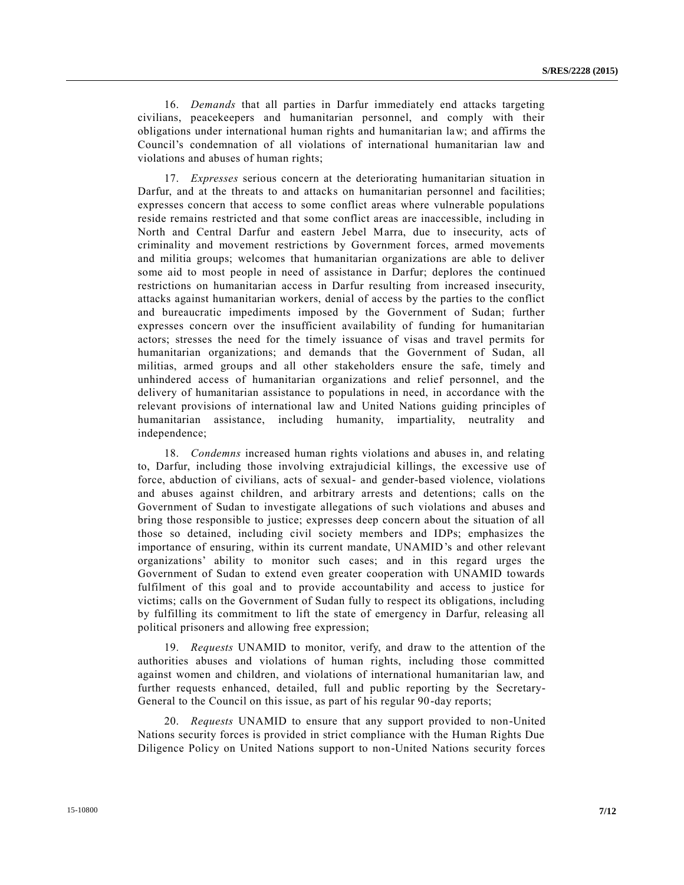16. *Demands* that all parties in Darfur immediately end attacks targeting civilians, peacekeepers and humanitarian personnel, and comply with their obligations under international human rights and humanitarian law; and affirms the Council's condemnation of all violations of international humanitarian law and violations and abuses of human rights;

17. *Expresses* serious concern at the deteriorating humanitarian situation in Darfur, and at the threats to and attacks on humanitarian personnel and facilities; expresses concern that access to some conflict areas where vulnerable populations reside remains restricted and that some conflict areas are inaccessible, including in North and Central Darfur and eastern Jebel Marra, due to insecurity, acts of criminality and movement restrictions by Government forces, armed movements and militia groups; welcomes that humanitarian organizations are able to deliver some aid to most people in need of assistance in Darfur; deplores the continued restrictions on humanitarian access in Darfur resulting from increased insecurity, attacks against humanitarian workers, denial of access by the parties to the conflict and bureaucratic impediments imposed by the Government of Sudan; further expresses concern over the insufficient availability of funding for humanitarian actors; stresses the need for the timely issuance of visas and travel permits for humanitarian organizations; and demands that the Government of Sudan, all militias, armed groups and all other stakeholders ensure the safe, timely and unhindered access of humanitarian organizations and relief personnel, and the delivery of humanitarian assistance to populations in need, in accordance with the relevant provisions of international law and United Nations guiding principles of humanitarian assistance, including humanity, impartiality, neutrality and independence;

18. *Condemns* increased human rights violations and abuses in, and relating to, Darfur, including those involving extrajudicial killings, the excessive use of force, abduction of civilians, acts of sexual- and gender-based violence, violations and abuses against children, and arbitrary arrests and detentions; calls on the Government of Sudan to investigate allegations of such violations and abuses and bring those responsible to justice; expresses deep concern about the situation of all those so detained, including civil society members and IDPs; emphasizes the importance of ensuring, within its current mandate, UNAMID's and other relevant organizations' ability to monitor such cases; and in this regard urges the Government of Sudan to extend even greater cooperation with UNAMID towards fulfilment of this goal and to provide accountability and access to justice for victims; calls on the Government of Sudan fully to respect its obligations, including by fulfilling its commitment to lift the state of emergency in Darfur, releasing all political prisoners and allowing free expression;

19. *Requests* UNAMID to monitor, verify, and draw to the attention of the authorities abuses and violations of human rights, including those committed against women and children, and violations of international humanitarian law, and further requests enhanced, detailed, full and public reporting by the Secretary-General to the Council on this issue, as part of his regular 90-day reports;

20. *Requests* UNAMID to ensure that any support provided to non-United Nations security forces is provided in strict compliance with the Human Rights Due Diligence Policy on United Nations support to non-United Nations security forces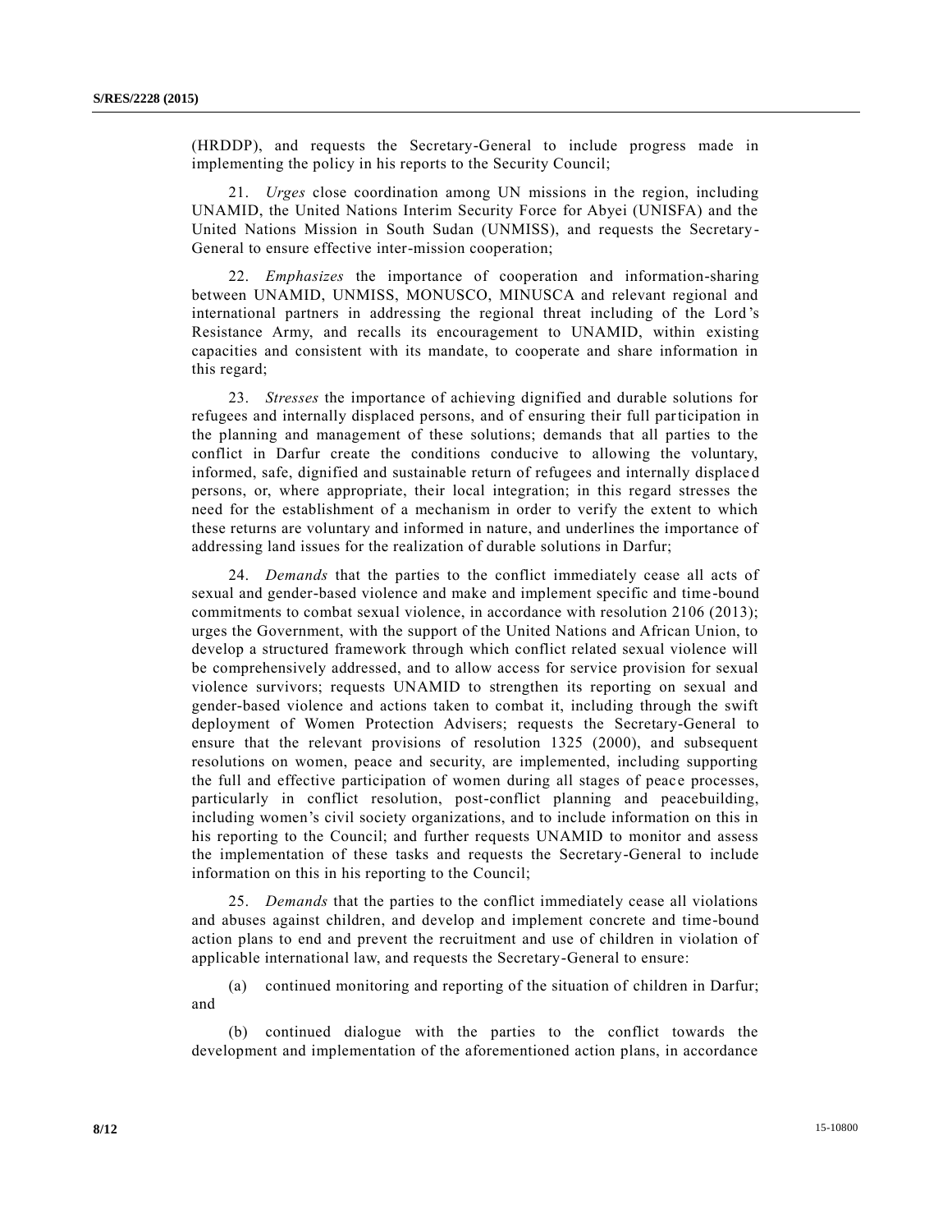(HRDDP), and requests the Secretary-General to include progress made in implementing the policy in his reports to the Security Council;

21. *Urges* close coordination among UN missions in the region, including UNAMID, the United Nations Interim Security Force for Abyei (UNISFA) and the United Nations Mission in South Sudan (UNMISS), and requests the Secretary-General to ensure effective inter-mission cooperation;

22. *Emphasizes* the importance of cooperation and information-sharing between UNAMID, UNMISS, MONUSCO, MINUSCA and relevant regional and international partners in addressing the regional threat including of the Lord's Resistance Army, and recalls its encouragement to UNAMID, within existing capacities and consistent with its mandate, to cooperate and share information in this regard;

23. *Stresses* the importance of achieving dignified and durable solutions for refugees and internally displaced persons, and of ensuring their full participation in the planning and management of these solutions; demands that all parties to the conflict in Darfur create the conditions conducive to allowing the voluntary, informed, safe, dignified and sustainable return of refugees and internally displaced persons, or, where appropriate, their local integration; in this regard stresses the need for the establishment of a mechanism in order to verify the extent to which these returns are voluntary and informed in nature, and underlines the importance of addressing land issues for the realization of durable solutions in Darfur;

24. *Demands* that the parties to the conflict immediately cease all acts of sexual and gender-based violence and make and implement specific and time-bound commitments to combat sexual violence, in accordance with resolution 2106 (2013); urges the Government, with the support of the United Nations and African Union, to develop a structured framework through which conflict related sexual violence will be comprehensively addressed, and to allow access for service provision for sexual violence survivors; requests UNAMID to strengthen its reporting on sexual and gender-based violence and actions taken to combat it, including through the swift deployment of Women Protection Advisers; requests the Secretary-General to ensure that the relevant provisions of resolution 1325 (2000), and subsequent resolutions on women, peace and security, are implemented, including supporting the full and effective participation of women during all stages of peace processes, particularly in conflict resolution, post-conflict planning and peacebuilding, including women's civil society organizations, and to include information on this in his reporting to the Council; and further requests UNAMID to monitor and assess the implementation of these tasks and requests the Secretary-General to include information on this in his reporting to the Council;

25. *Demands* that the parties to the conflict immediately cease all violations and abuses against children, and develop and implement concrete and time-bound action plans to end and prevent the recruitment and use of children in violation of applicable international law, and requests the Secretary-General to ensure:

(a) continued monitoring and reporting of the situation of children in Darfur; and

(b) continued dialogue with the parties to the conflict towards the development and implementation of the aforementioned action plans, in accordance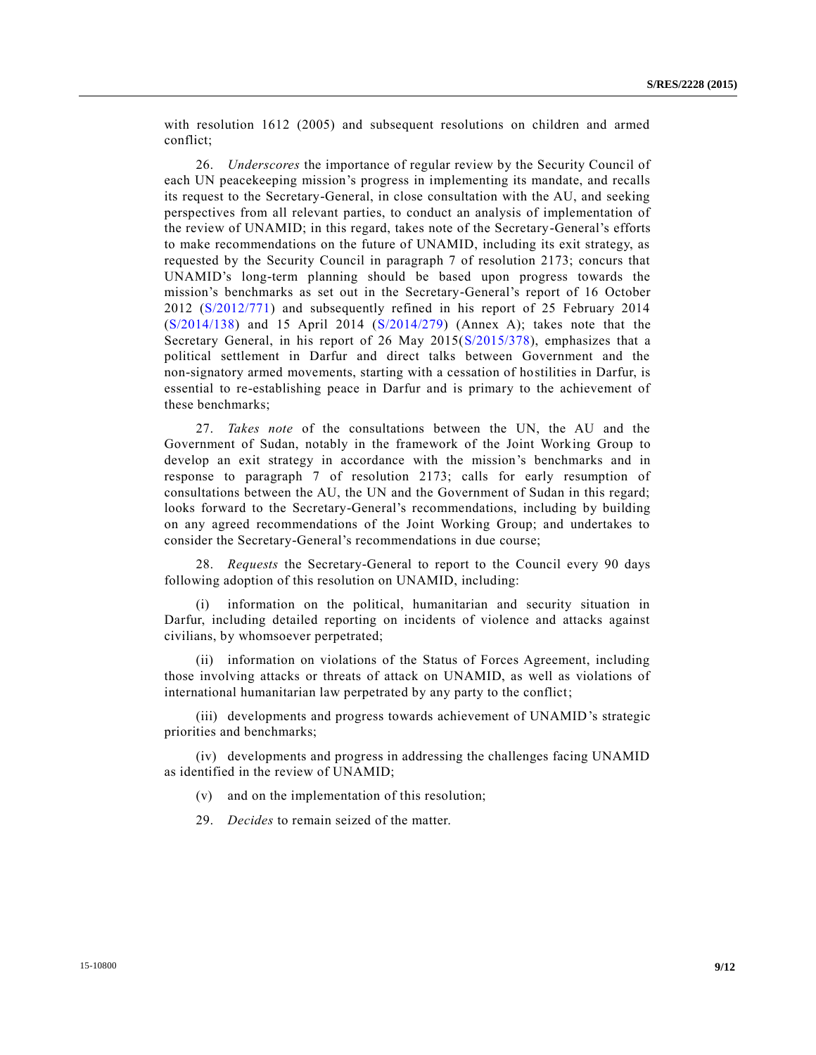with resolution 1612 (2005) and subsequent resolutions on children and armed conflict;

26. *Underscores* the importance of regular review by the Security Council of each UN peacekeeping mission's progress in implementing its mandate, and recalls its request to the Secretary-General, in close consultation with the AU, and seeking perspectives from all relevant parties, to conduct an analysis of implementation of the review of UNAMID; in this regard, takes note of the Secretary-General's efforts to make recommendations on the future of UNAMID, including its exit strategy, as requested by the Security Council in paragraph 7 of resolution 2173; concurs that UNAMID's long-term planning should be based upon progress towards the mission's benchmarks as set out in the Secretary-General's report of 16 October 2012 (S/2012/771) and subsequently refined in his report of 25 February 2014 (S/2014/138) and 15 April 2014 (S/2014/279) (Annex A); takes note that the Secretary General, in his report of 26 May 2015(S/2015/378), emphasizes that a political settlement in Darfur and direct talks between Government and the non-signatory armed movements, starting with a cessation of hostilities in Darfur, is essential to re-establishing peace in Darfur and is primary to the achievement of these benchmarks;

27. *Takes note* of the consultations between the UN, the AU and the Government of Sudan, notably in the framework of the Joint Working Group to develop an exit strategy in accordance with the mission's benchmarks and in response to paragraph 7 of resolution 2173; calls for early resumption of consultations between the AU, the UN and the Government of Sudan in this regard; looks forward to the Secretary-General's recommendations, including by building on any agreed recommendations of the Joint Working Group; and undertakes to consider the Secretary-General's recommendations in due course;

28. *Requests* the Secretary-General to report to the Council every 90 days following adoption of this resolution on UNAMID, including:

(i) information on the political, humanitarian and security situation in Darfur, including detailed reporting on incidents of violence and attacks against civilians, by whomsoever perpetrated;

(ii) information on violations of the Status of Forces Agreement, including those involving attacks or threats of attack on UNAMID, as well as violations of international humanitarian law perpetrated by any party to the conflict;

(iii) developments and progress towards achievement of UNAMID's strategic priorities and benchmarks;

(iv) developments and progress in addressing the challenges facing UNAMID as identified in the review of UNAMID;

(v) and on the implementation of this resolution;

29. *Decides* to remain seized of the matter.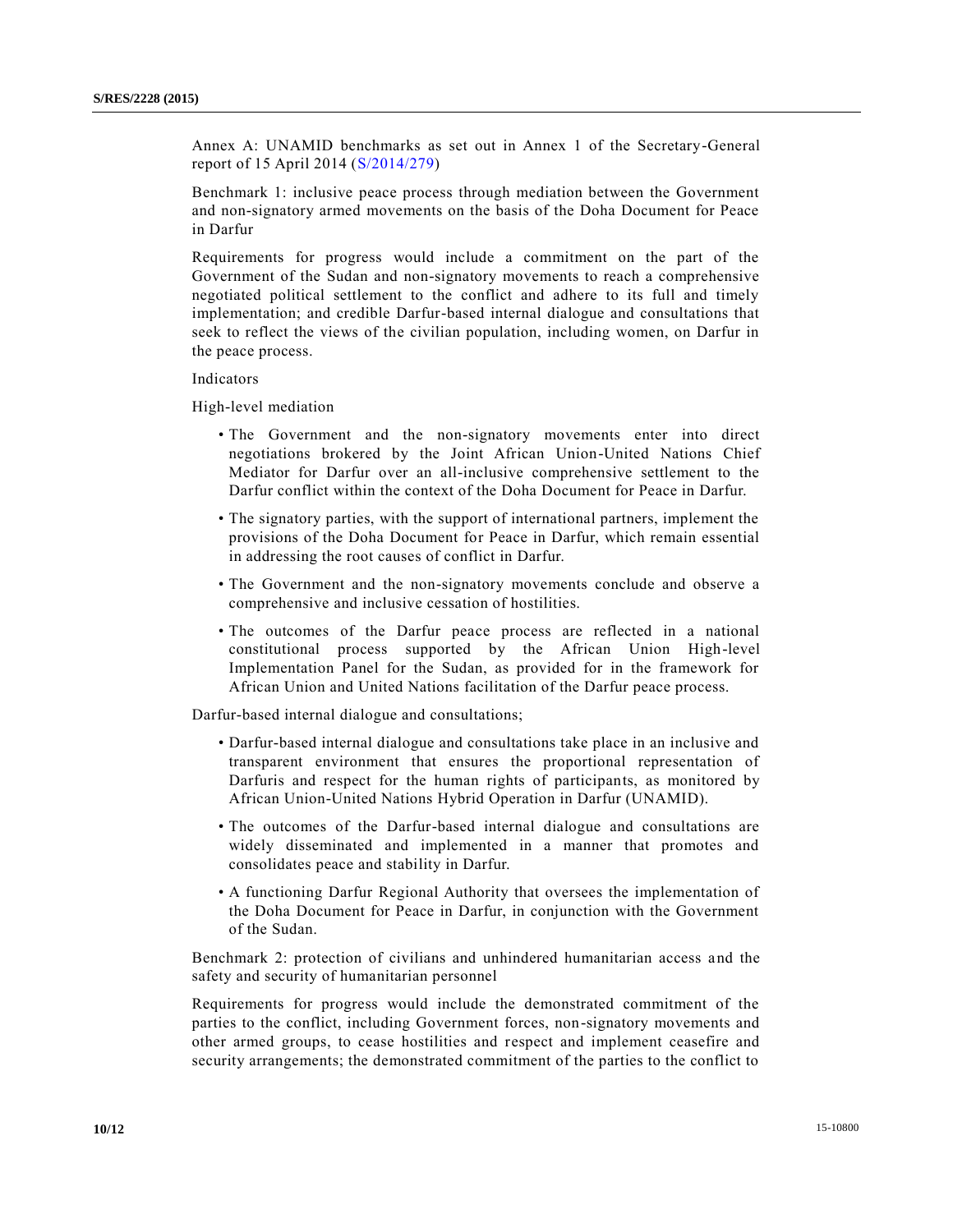Annex A: UNAMID benchmarks as set out in Annex 1 of the Secretary-General report of 15 April 2014 (S/2014/279)

Benchmark 1: inclusive peace process through mediation between the Government and non-signatory armed movements on the basis of the Doha Document for Peace in Darfur

Requirements for progress would include a commitment on the part of the Government of the Sudan and non-signatory movements to reach a comprehensive negotiated political settlement to the conflict and adhere to its full and timely implementation; and credible Darfur-based internal dialogue and consultations that seek to reflect the views of the civilian population, including women, on Darfur in the peace process.

Indicators

High-level mediation

- The Government and the non-signatory movements enter into direct negotiations brokered by the Joint African Union-United Nations Chief Mediator for Darfur over an all-inclusive comprehensive settlement to the Darfur conflict within the context of the Doha Document for Peace in Darfur.
- The signatory parties, with the support of international partners, implement the provisions of the Doha Document for Peace in Darfur, which remain essential in addressing the root causes of conflict in Darfur.
- The Government and the non-signatory movements conclude and observe a comprehensive and inclusive cessation of hostilities.
- The outcomes of the Darfur peace process are reflected in a national constitutional process supported by the African Union High-level Implementation Panel for the Sudan, as provided for in the framework for African Union and United Nations facilitation of the Darfur peace process.

Darfur-based internal dialogue and consultations;

- Darfur-based internal dialogue and consultations take place in an inclusive and transparent environment that ensures the proportional representation of Darfuris and respect for the human rights of participants, as monitored by African Union-United Nations Hybrid Operation in Darfur (UNAMID).
- The outcomes of the Darfur-based internal dialogue and consultations are widely disseminated and implemented in a manner that promotes and consolidates peace and stability in Darfur.
- A functioning Darfur Regional Authority that oversees the implementation of the Doha Document for Peace in Darfur, in conjunction with the Government of the Sudan.

Benchmark 2: protection of civilians and unhindered humanitarian access and the safety and security of humanitarian personnel

Requirements for progress would include the demonstrated commitment of the parties to the conflict, including Government forces, non-signatory movements and other armed groups, to cease hostilities and respect and implement ceasefire and security arrangements; the demonstrated commitment of the parties to the conflict to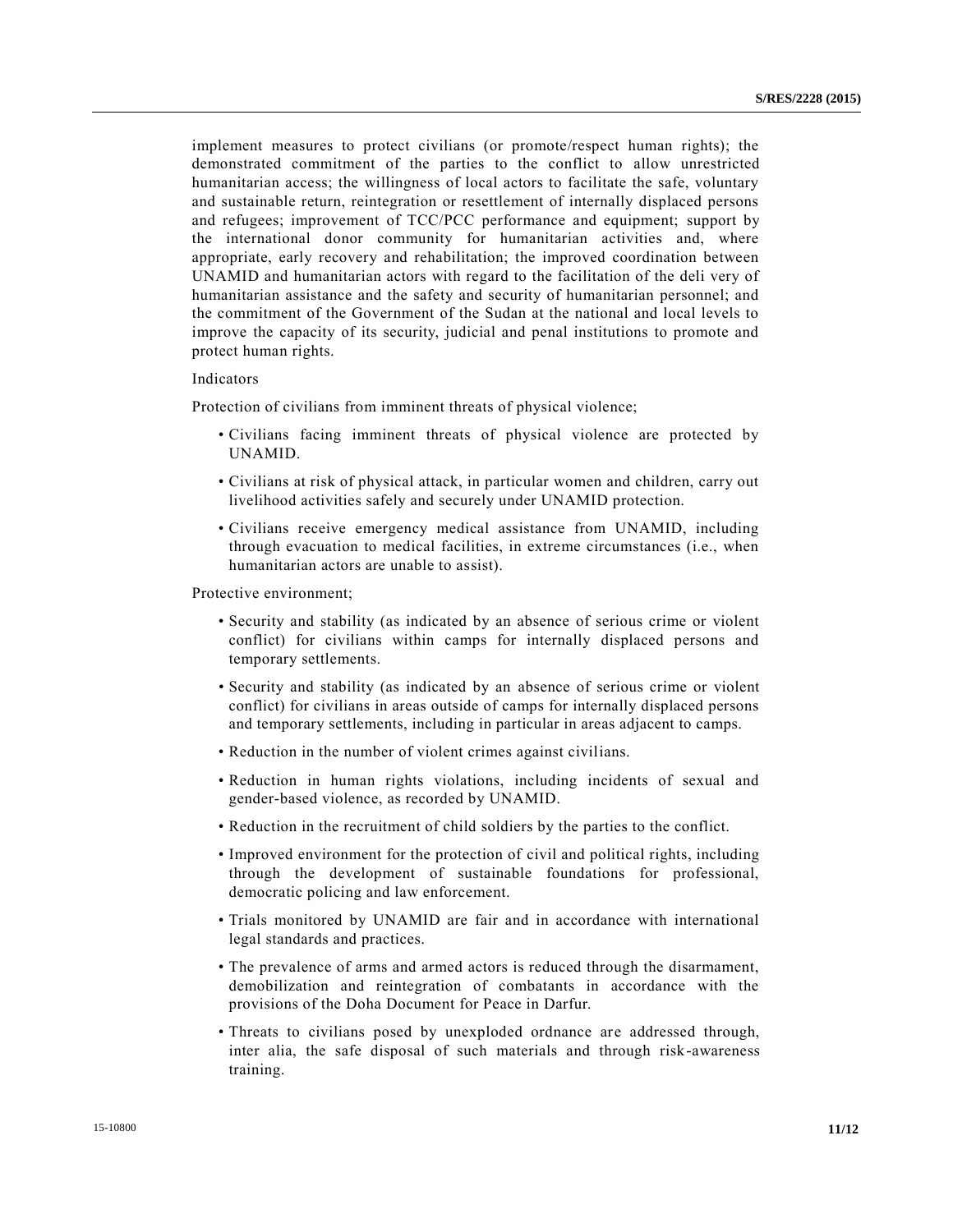implement measures to protect civilians (or promote/respect human rights); the demonstrated commitment of the parties to the conflict to allow unrestricted humanitarian access; the willingness of local actors to facilitate the safe, voluntary and sustainable return, reintegration or resettlement of internally displaced persons and refugees; improvement of TCC/PCC performance and equipment; support by the international donor community for humanitarian activities and, where appropriate, early recovery and rehabilitation; the improved coordination between UNAMID and humanitarian actors with regard to the facilitation of the deli very of humanitarian assistance and the safety and security of humanitarian personnel; and the commitment of the Government of the Sudan at the national and local levels to improve the capacity of its security, judicial and penal institutions to promote and protect human rights.

Indicators

Protection of civilians from imminent threats of physical violence;

- Civilians facing imminent threats of physical violence are protected by UNAMID.
- Civilians at risk of physical attack, in particular women and children, carry out livelihood activities safely and securely under UNAMID protection.
- Civilians receive emergency medical assistance from UNAMID, including through evacuation to medical facilities, in extreme circumstances (i.e., when humanitarian actors are unable to assist).

Protective environment;

- Security and stability (as indicated by an absence of serious crime or violent conflict) for civilians within camps for internally displaced persons and temporary settlements.
- Security and stability (as indicated by an absence of serious crime or violent conflict) for civilians in areas outside of camps for internally displaced persons and temporary settlements, including in particular in areas adjacent to camps.
- Reduction in the number of violent crimes against civilians.
- Reduction in human rights violations, including incidents of sexual and gender-based violence, as recorded by UNAMID.
- Reduction in the recruitment of child soldiers by the parties to the conflict.
- Improved environment for the protection of civil and political rights, including through the development of sustainable foundations for professional, democratic policing and law enforcement.
- Trials monitored by UNAMID are fair and in accordance with international legal standards and practices.
- The prevalence of arms and armed actors is reduced through the disarmament, demobilization and reintegration of combatants in accordance with the provisions of the Doha Document for Peace in Darfur.
- Threats to civilians posed by unexploded ordnance are addressed through, inter alia, the safe disposal of such materials and through risk-awareness training.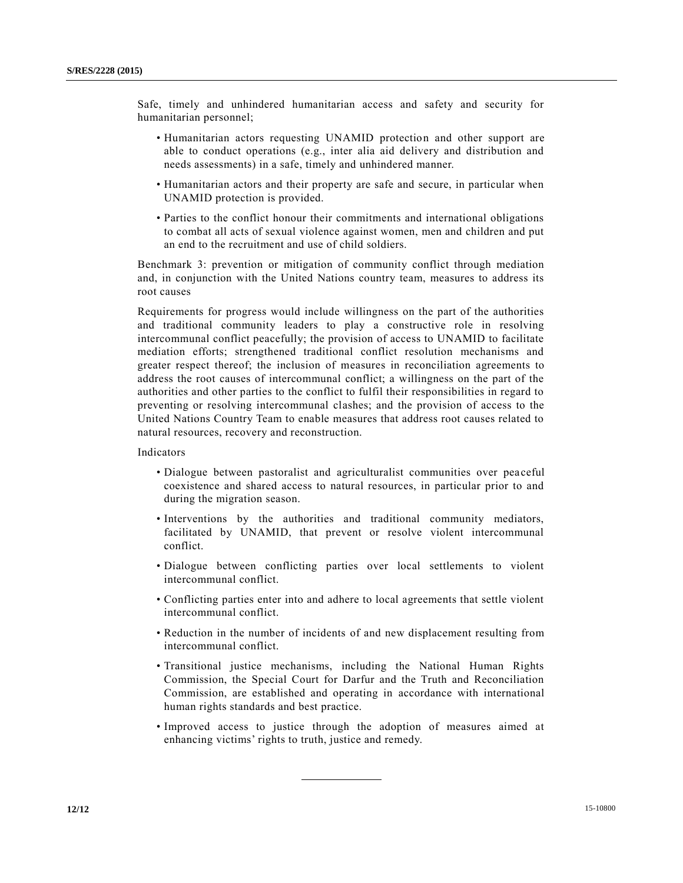Safe, timely and unhindered humanitarian access and safety and security for humanitarian personnel;

- Humanitarian actors requesting UNAMID protection and other support are able to conduct operations (e.g., inter alia aid delivery and distribution and needs assessments) in a safe, timely and unhindered manner.
- Humanitarian actors and their property are safe and secure, in particular when UNAMID protection is provided.
- Parties to the conflict honour their commitments and international obligations to combat all acts of sexual violence against women, men and children and put an end to the recruitment and use of child soldiers.

Benchmark 3: prevention or mitigation of community conflict through mediation and, in conjunction with the United Nations country team, measures to address its root causes

Requirements for progress would include willingness on the part of the authorities and traditional community leaders to play a constructive role in resolving intercommunal conflict peacefully; the provision of access to UNAMID to facilitate mediation efforts; strengthened traditional conflict resolution mechanisms and greater respect thereof; the inclusion of measures in reconciliation agreements to address the root causes of intercommunal conflict; a willingness on the part of the authorities and other parties to the conflict to fulfil their responsibilities in regard to preventing or resolving intercommunal clashes; and the provision of access to the United Nations Country Team to enable measures that address root causes related to natural resources, recovery and reconstruction.

Indicators

- Dialogue between pastoralist and agriculturalist communities over peaceful coexistence and shared access to natural resources, in particular prior to and during the migration season.
- Interventions by the authorities and traditional community mediators, facilitated by UNAMID, that prevent or resolve violent intercommunal conflict.
- Dialogue between conflicting parties over local settlements to violent intercommunal conflict.
- Conflicting parties enter into and adhere to local agreements that settle violent intercommunal conflict.
- Reduction in the number of incidents of and new displacement resulting from intercommunal conflict.
- Transitional justice mechanisms, including the National Human Rights Commission, the Special Court for Darfur and the Truth and Reconciliation Commission, are established and operating in accordance with international human rights standards and best practice.
- Improved access to justice through the adoption of measures aimed at enhancing victims' rights to truth, justice and remedy.